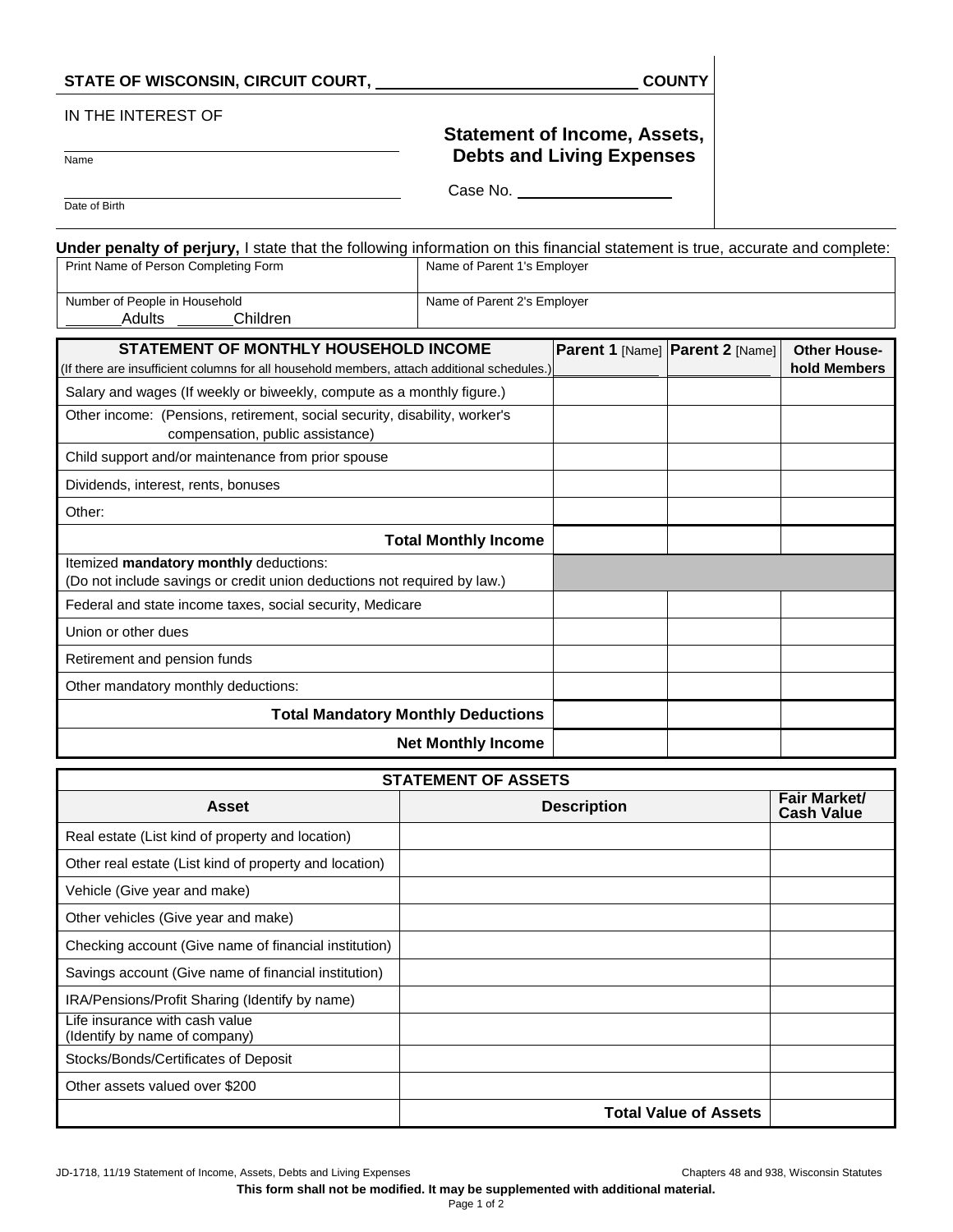**STATE OF WISCONSIN, CIRCUIT COURT, \_\_\_\_\_\_\_\_\_\_\_\_\_\_\_\_\_\_\_\_\_\_\_\_ COUNTY**

IN THE INTEREST OF

\_\_\_\_\_\_\_\_\_\_\_\_\_\_\_\_\_\_\_\_\_\_\_\_
Name

\_\_\_\_\_\_\_\_\_\_\_\_\_\_\_\_\_\_\_\_\_\_\_\_
Date of Birth

# Statement of Income, Assets, Debts and Living Expenses

Case No. \_\_\_\_\_\_\_\_\_\_\_\_\_\_\_\_

**Under penalty of perjury,** I state that the following information on this financial statement is true, accurate and complete:

| Print Name of Person Completing Form | Name of Parent 1's Employer |
|---|---|
| Number of People in Household<br>\_\_\_\_\_\_Adults \_\_\_\_\_\_Children | Name of Parent 2's Employer |

| **STATEMENT OF MONTHLY HOUSEHOLD INCOME**<br>(If there are insufficient columns for all household members, attach additional schedules.) | **Parent 1** [Name] | **Parent 2** [Name] | **Other Household Members** |
|---|---|---|---|
| Salary and wages (If weekly or biweekly, compute as a monthly figure.) | | | |
| Other income: (Pensions, retirement, social security, disability, worker's compensation, public assistance) | | | |
| Child support and/or maintenance from prior spouse | | | |
| Dividends, interest, rents, bonuses | | | |
| Other: | | | |
| **Total Monthly Income** | | | |
| Itemized **mandatory monthly** deductions:<br>(Do not include savings or credit union deductions not required by law.) | | | |
| Federal and state income taxes, social security, Medicare | | | |
| Union or other dues | | | |
| Retirement and pension funds | | | |
| Other mandatory monthly deductions: | | | |
| **Total Mandatory Monthly Deductions** | | | |
| **Net Monthly Income** | | | |

| **STATEMENT OF ASSETS** | | |
|---|---|---|
| **Asset** | **Description** | **Fair Market/ Cash Value** |
| Real estate (List kind of property and location) | | |
| Other real estate (List kind of property and location) | | |
| Vehicle (Give year and make) | | |
| Other vehicles (Give year and make) | | |
| Checking account (Give name of financial institution) | | |
| Savings account (Give name of financial institution) | | |
| IRA/Pensions/Profit Sharing (Identify by name) | | |
| Life insurance with cash value (Identify by name of company) | | |
| Stocks/Bonds/Certificates of Deposit | | |
| Other assets valued over $200 | | |
| | **Total Value of Assets** | |

JD-1718, 11/19 Statement of Income, Assets, Debts and Living Expenses — Chapters 48 and 938, Wisconsin Statutes

**This form shall not be modified. It may be supplemented with additional material.**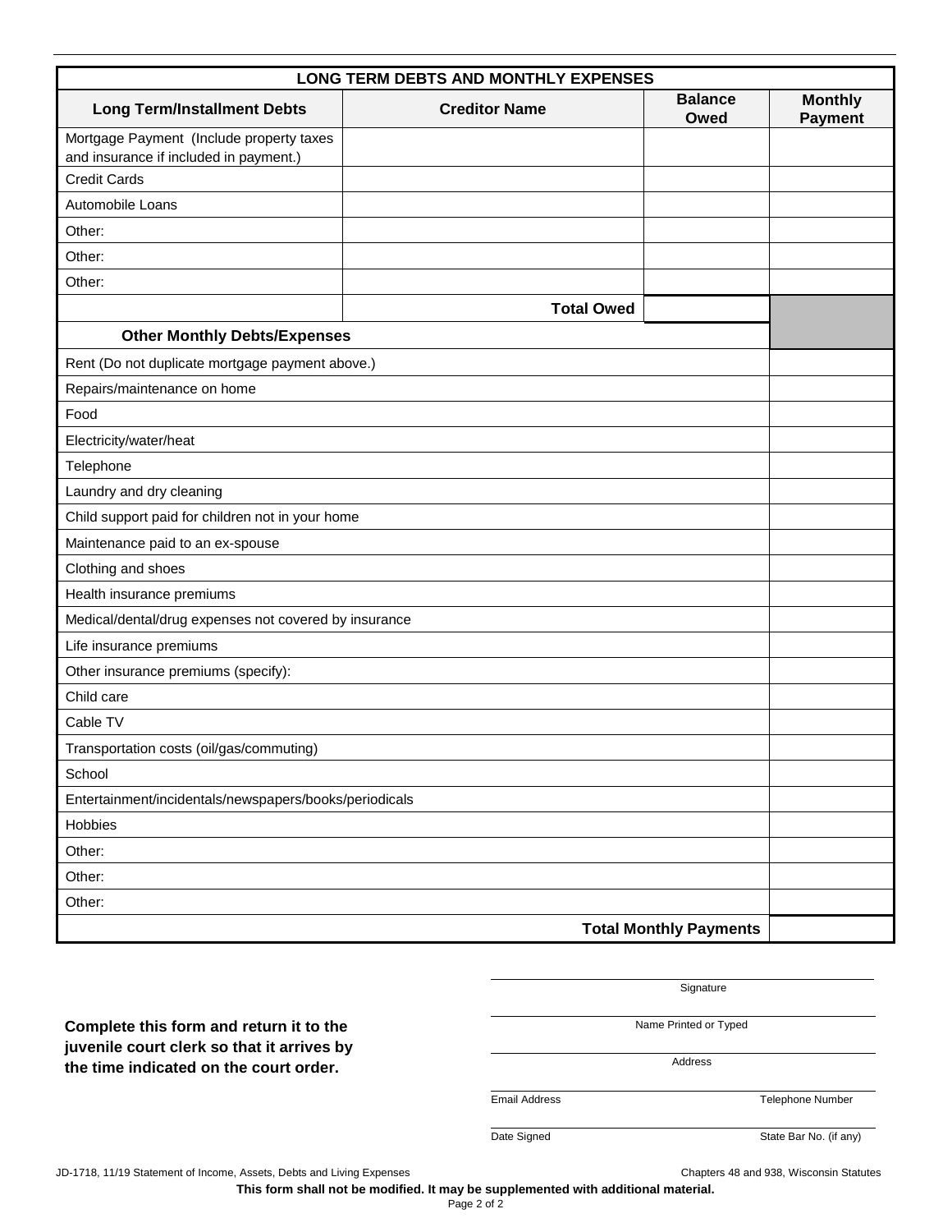| LONG TERM DEBTS AND MONTHLY EXPENSES | | | |
|---|---|---|---|
| **Long Term/Installment Debts** | **Creditor Name** | **Balance Owed** | **Monthly Payment** |
| Mortgage Payment (Include property taxes and insurance if included in payment.) | | | |
| Credit Cards | | | |
| Automobile Loans | | | |
| Other: | | | |
| Other: | | | |
| Other: | | | |
| | **Total Owed** | | |

| **Other Monthly Debts/Expenses** | |
|---|---|
| Rent (Do not duplicate mortgage payment above.) | |
| Repairs/maintenance on home | |
| Food | |
| Electricity/water/heat | |
| Telephone | |
| Laundry and dry cleaning | |
| Child support paid for children not in your home | |
| Maintenance paid to an ex-spouse | |
| Clothing and shoes | |
| Health insurance premiums | |
| Medical/dental/drug expenses not covered by insurance | |
| Life insurance premiums | |
| Other insurance premiums (specify): | |
| Child care | |
| Cable TV | |
| Transportation costs (oil/gas/commuting) | |
| School | |
| Entertainment/incidentals/newspapers/books/periodicals | |
| Hobbies | |
| Other: | |
| Other: | |
| Other: | |
| **Total Monthly Payments** | |

**Complete this form and return it to the juvenile court clerk so that it arrives by the time indicated on the court order.**

Signature

Name Printed or Typed

Address

Email Address　　　　Telephone Number

Date Signed　　　　State Bar No. (if any)

JD-1718, 11/19 Statement of Income, Assets, Debts and Living Expenses　　　　Chapters 48 and 938, Wisconsin Statutes

**This form shall not be modified. It may be supplemented with additional material.**